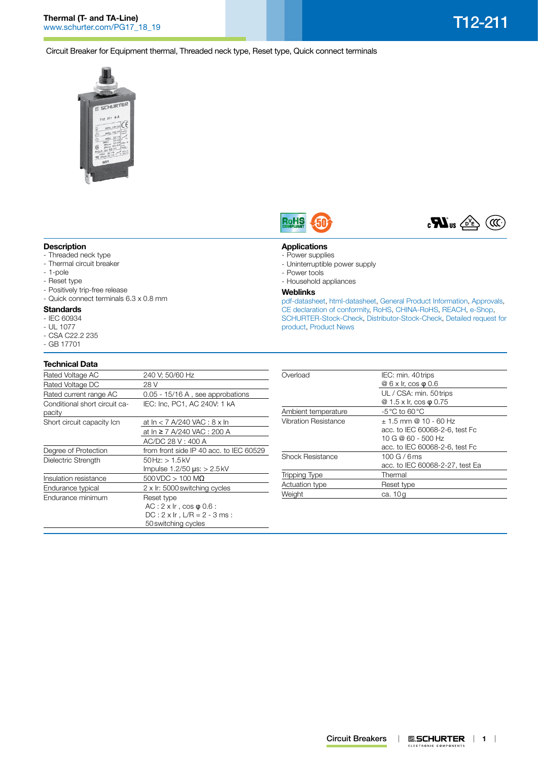# T12-211

**Thermal (T- and TA-Line)**
www.schurter.com/PG17_18_19

Circuit Breaker for Equipment thermal, Threaded neck type, Reset type, Quick connect terminals

## Description

- Threaded neck type
- Thermal circuit breaker
- 1-pole
- Reset type
- Positively trip-free release
- Quick connect terminals 6.3 x 0.8 mm

## Standards

- IEC 60934
- UL 1077
- CSA C22.2 235
- GB 17701

## Applications

- Power supplies
- Uninterruptible power supply
- Power tools
- Household appliances

## Weblinks

pdf-datasheet, html-datasheet, General Product Information, Approvals, CE declaration of conformity, RoHS, CHINA-RoHS, REACH, e-Shop, SCHURTER-Stock-Check, Distributor-Stock-Check, Detailed request for product, Product News

## Technical Data

| | |
|---|---|
| Rated Voltage AC | 240 V; 50/60 Hz |
| Rated Voltage DC | 28 V |
| Rated current range AC | 0.05 - 15/16 A , see approbations |
| Conditional short circuit capacity | IEC: Inc, PC1, AC 240V: 1 kA |
| Short circuit capacity Icn | at In < 7 A/240 VAC : 8 x In |
| | at In ≥ 7 A/240 VAC : 200 A |
| | AC/DC 28 V : 400 A |
| Degree of Protection | from front side IP 40 acc. to IEC 60529 |
| Dielectric Strength | 50Hz: > 1.5kV<br>Impulse 1.2/50 µs: > 2.5kV |
| Insulation resistance | 500VDC > 100 MΩ |
| Endurance typical | 2 x Ir: 5000 switching cycles |
| Endurance minimum | Reset type<br>AC : 2 x Ir , cos φ 0.6 :<br>DC : 2 x Ir , L/R = 2 - 3 ms :<br>50 switching cycles |

| | |
|---|---|
| Overload | IEC: min. 40 trips<br>@ 6 x Ir, cos φ 0.6 |
| | UL / CSA: min. 50 trips<br>@ 1.5 x Ir, cos φ 0.75 |
| Ambient temperature | -5 °C to 60 °C |
| Vibration Resistance | ± 1.5 mm @ 10 - 60 Hz<br>acc. to IEC 60068-2-6, test Fc<br>10 G @ 60 - 500 Hz<br>acc. to IEC 60068-2-6, test Fc |
| Shock Resistance | 100 G / 6 ms<br>acc. to IEC 60068-2-27, test Ea |
| Tripping Type | Thermal |
| Actuation type | Reset type |
| Weight | ca. 10 g |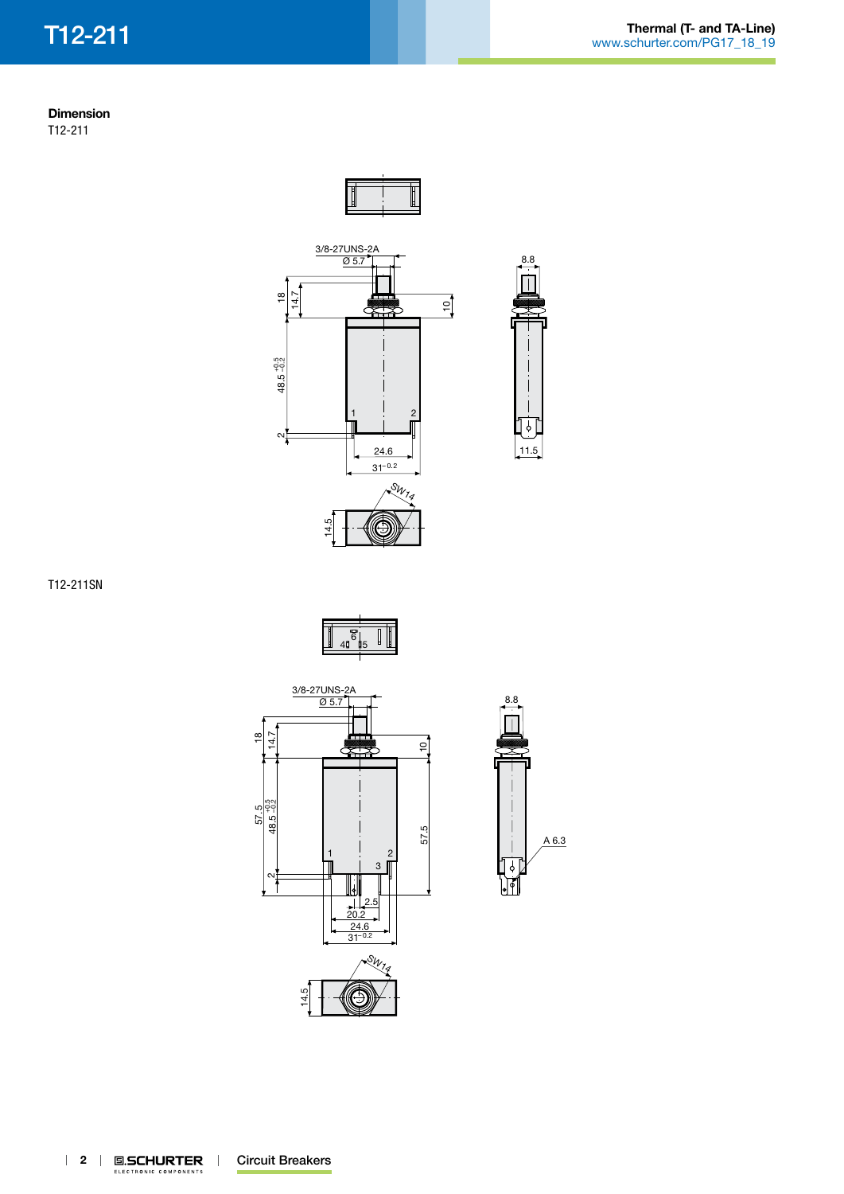## Dimension

T12-211

T12-211SN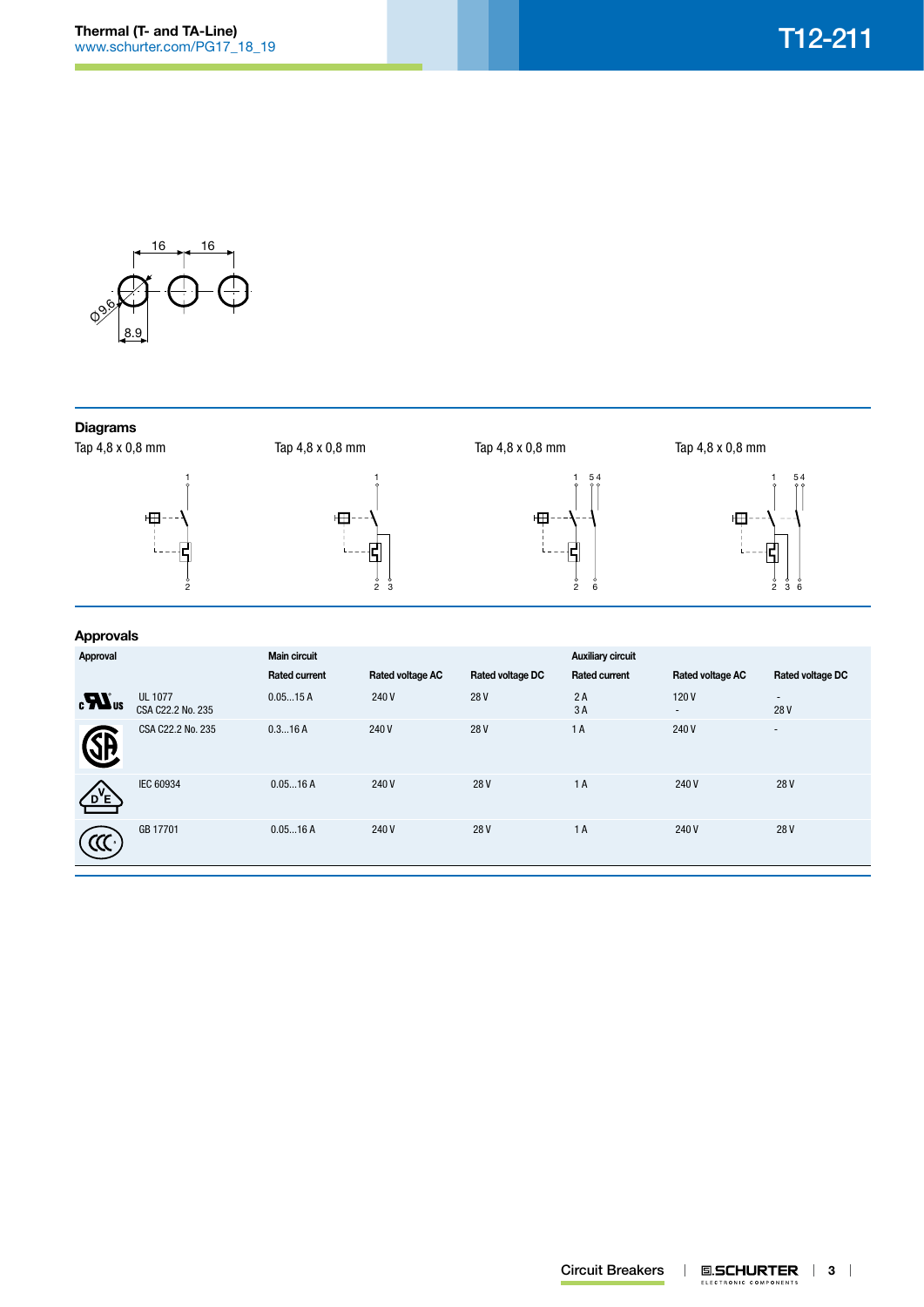16 16

Ø9.6

8.9

## Diagrams

Tap 4,8 x 0,8 mm

Tap 4,8 x 0,8 mm

Tap 4,8 x 0,8 mm

Tap 4,8 x 0,8 mm

## Approvals

| Approval | | Main circuit | | | Auxiliary circuit | | |
|---|---|---|---|---|---|---|---|
| | | Rated current | Rated voltage AC | Rated voltage DC | Rated current | Rated voltage AC | Rated voltage DC |
| cURus | UL 1077<br>CSA C22.2 No. 235 | 0.05...15 A | 240 V | 28 V | 2 A<br>3 A | 120 V<br>- | -<br>28 V |
| CSA | CSA C22.2 No. 235 | 0.3...16 A | 240 V | 28 V | 1 A | 240 V | - |
| VDE | IEC 60934 | 0.05...16 A | 240 V | 28 V | 1 A | 240 V | 28 V |
| CCC | GB 17701 | 0.05...16 A | 240 V | 28 V | 1 A | 240 V | 28 V |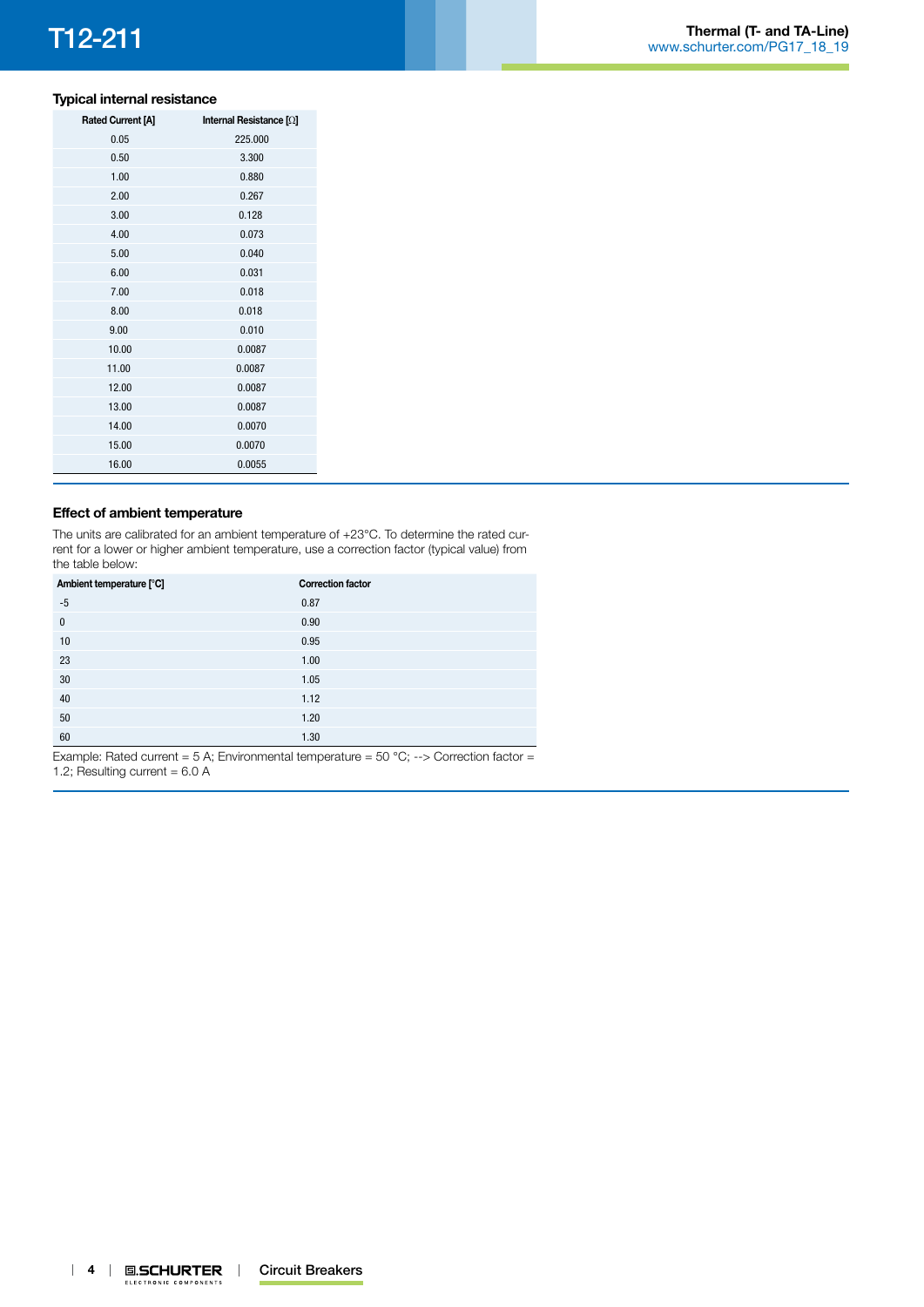### Typical internal resistance

| Rated Current [A] | Internal Resistance [Ω] |
|---|---|
| 0.05 | 225.000 |
| 0.50 | 3.300 |
| 1.00 | 0.880 |
| 2.00 | 0.267 |
| 3.00 | 0.128 |
| 4.00 | 0.073 |
| 5.00 | 0.040 |
| 6.00 | 0.031 |
| 7.00 | 0.018 |
| 8.00 | 0.018 |
| 9.00 | 0.010 |
| 10.00 | 0.0087 |
| 11.00 | 0.0087 |
| 12.00 | 0.0087 |
| 13.00 | 0.0087 |
| 14.00 | 0.0070 |
| 15.00 | 0.0070 |
| 16.00 | 0.0055 |

### Effect of ambient temperature

The units are calibrated for an ambient temperature of +23°C. To determine the rated current for a lower or higher ambient temperature, use a correction factor (typical value) from the table below:

| Ambient temperature [°C] | Correction factor |
|---|---|
| -5 | 0.87 |
| 0 | 0.90 |
| 10 | 0.95 |
| 23 | 1.00 |
| 30 | 1.05 |
| 40 | 1.12 |
| 50 | 1.20 |
| 60 | 1.30 |

Example: Rated current = 5 A; Environmental temperature = 50 °C; --> Correction factor = 1.2; Resulting current = 6.0 A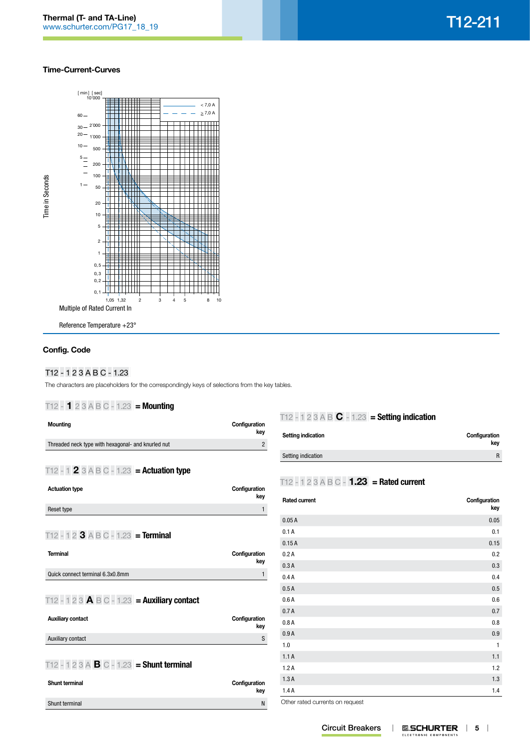## Time-Current-Curves

Multiple of Rated Current In

Reference Temperature +23°

## Config. Code

T12 - 1 2 3 A B C - 1.23

The characters are placeholders for the correspondingly keys of selections from the key tables.

### T12 - **1** 2 3 A B C - 1.23 = Mounting

| Mounting | Configuration key |
|---|---|
| Threaded neck type with hexagonal- and knurled nut | 2 |

### T12 - 1 **2** 3 A B C - 1.23 = Actuation type

| Actuation type | Configuration key |
|---|---|
| Reset type | 1 |

### T12 - 1 2 **3** A B C - 1.23 = Terminal

| Terminal | Configuration key |
|---|---|
| Quick connect terminal 6.3x0.8mm | 1 |

### T12 - 1 2 3 **A** B C - 1.23 = Auxiliary contact

| Auxiliary contact | Configuration key |
|---|---|
| Auxiliary contact | S |

### T12 - 1 2 3 A **B** C - 1.23 = Shunt terminal

| Shunt terminal | Configuration key |
|---|---|
| Shunt terminal | N |

### T12 - 1 2 3 A B **C** - 1.23 = Setting indication

| Setting indication | Configuration key |
|---|---|
| Setting indication | R |

### T12 - 1 2 3 A B C - **1.23** = Rated current

| Rated current | Configuration key |
|---|---|
| 0.05 A | 0.05 |
| 0.1 A | 0.1 |
| 0.15 A | 0.15 |
| 0.2 A | 0.2 |
| 0.3 A | 0.3 |
| 0.4 A | 0.4 |
| 0.5 A | 0.5 |
| 0.6 A | 0.6 |
| 0.7 A | 0.7 |
| 0.8 A | 0.8 |
| 0.9 A | 0.9 |
| 1.0 | 1 |
| 1.1 A | 1.1 |
| 1.2 A | 1.2 |
| 1.3 A | 1.3 |
| 1.4 A | 1.4 |

Other rated currents on request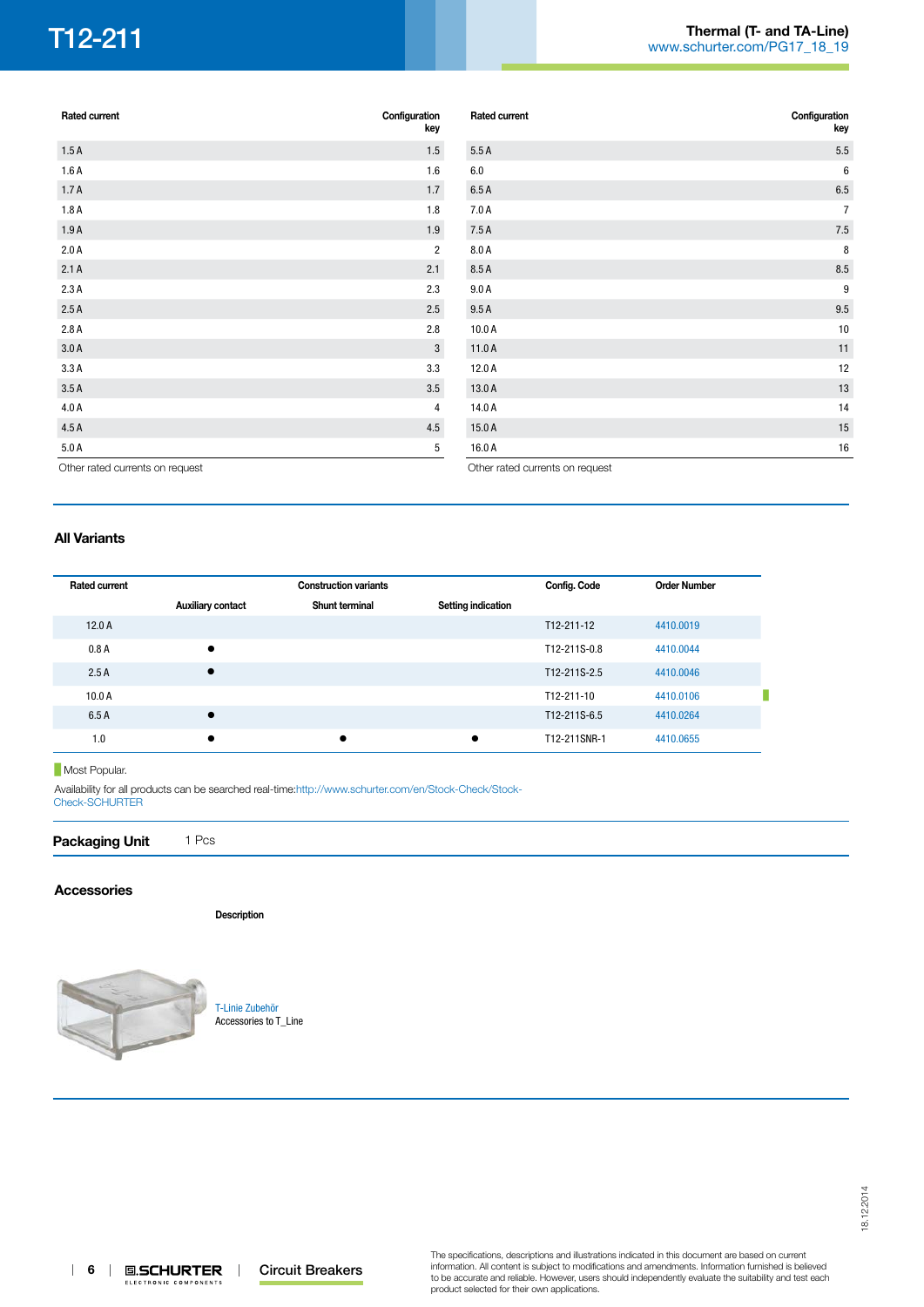| Rated current | Configuration key |
|---|---|
| 1.5 A | 1.5 |
| 1.6 A | 1.6 |
| 1.7 A | 1.7 |
| 1.8 A | 1.8 |
| 1.9 A | 1.9 |
| 2.0 A | 2 |
| 2.1 A | 2.1 |
| 2.3 A | 2.3 |
| 2.5 A | 2.5 |
| 2.8 A | 2.8 |
| 3.0 A | 3 |
| 3.3 A | 3.3 |
| 3.5 A | 3.5 |
| 4.0 A | 4 |
| 4.5 A | 4.5 |
| 5.0 A | 5 |

Other rated currents on request

| Rated current | Configuration key |
|---|---|
| 5.5 A | 5.5 |
| 6.0 | 6 |
| 6.5 A | 6.5 |
| 7.0 A | 7 |
| 7.5 A | 7.5 |
| 8.0 A | 8 |
| 8.5 A | 8.5 |
| 9.0 A | 9 |
| 9.5 A | 9.5 |
| 10.0 A | 10 |
| 11.0 A | 11 |
| 12.0 A | 12 |
| 13.0 A | 13 |
| 14.0 A | 14 |
| 15.0 A | 15 |
| 16.0 A | 16 |

Other rated currents on request

## All Variants

| Rated current | Construction variants | | | Config. Code | Order Number |
|---|---|---|---|---|---|
| | Auxiliary contact | Shunt terminal | Setting indication | | |
| 12.0 A | | | | T12-211-12 | 4410.0019 |
| 0.8 A | ● | | | T12-211S-0.8 | 4410.0044 |
| 2.5 A | ● | | | T12-211S-2.5 | 4410.0046 |
| 10.0 A | | | | T12-211-10 | 4410.0106 |
| 6.5 A | ● | | | T12-211S-6.5 | 4410.0264 |
| 1.0 | ● | ● | ● | T12-211SNR-1 | 4410.0655 |

Most Popular.

Availability for all products can be searched real-time:http://www.schurter.com/en/Stock-Check/Stock-Check-SCHURTER

## Packaging Unit

1 Pcs

## Accessories

| | Description |
|---|---|
| | T-Linie Zubehör<br>Accessories to T_Line |